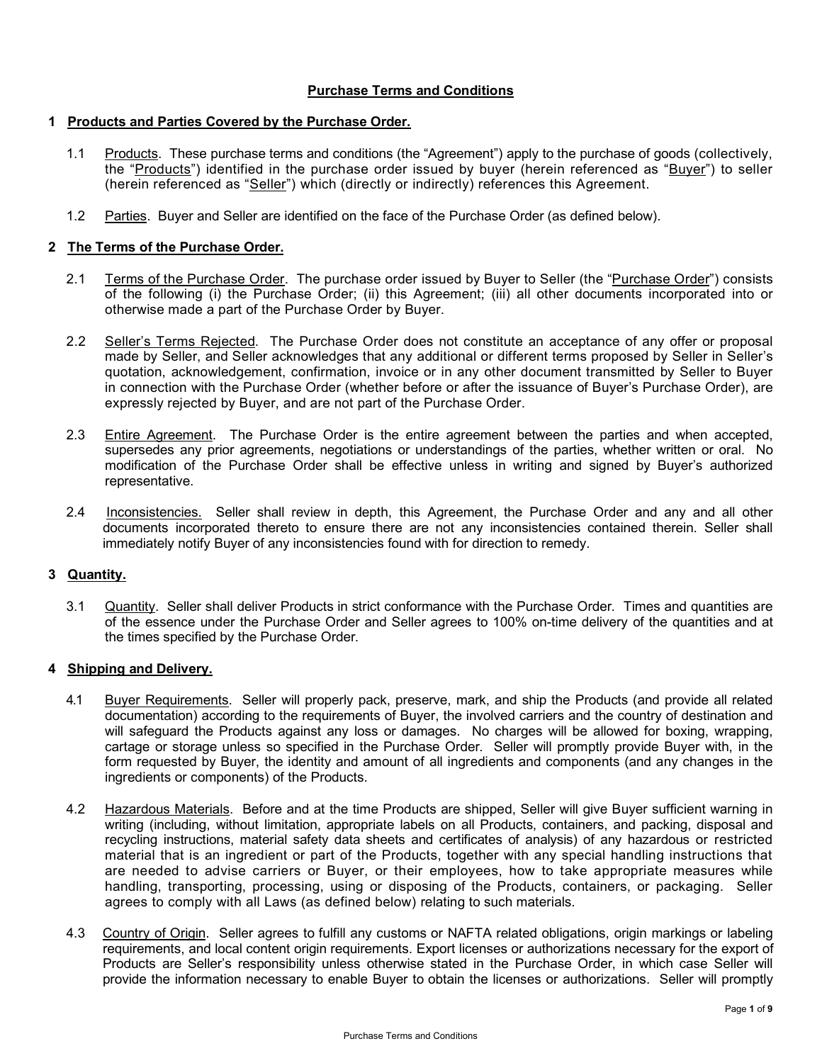# Purchase Terms and Conditions

## 1 Products and Parties Covered by the Purchase Order.

1.1 Products. These purchase terms and conditions (the "Agreement") apply to the purchase of goods (collectively, the "Products") identified in the purchase order issued by buyer (herein referenced as "Buyer") to seller (herein referenced as "Seller") which (directly or indirectly) references this Agreement.

1.2 Parties. Buyer and Seller are identified on the face of the Purchase Order (as defined below).

## 2 The Terms of the Purchase Order.

2.1 Terms of the Purchase Order. The purchase order issued by Buyer to Seller (the "Purchase Order") consists of the following (i) the Purchase Order; (ii) this Agreement; (iii) all other documents incorporated into or otherwise made a part of the Purchase Order by Buyer.

2.2 Seller's Terms Rejected. The Purchase Order does not constitute an acceptance of any offer or proposal made by Seller, and Seller acknowledges that any additional or different terms proposed by Seller in Seller's quotation, acknowledgement, confirmation, invoice or in any other document transmitted by Seller to Buyer in connection with the Purchase Order (whether before or after the issuance of Buyer's Purchase Order), are expressly rejected by Buyer, and are not part of the Purchase Order.

2.3 Entire Agreement. The Purchase Order is the entire agreement between the parties and when accepted, supersedes any prior agreements, negotiations or understandings of the parties, whether written or oral. No modification of the Purchase Order shall be effective unless in writing and signed by Buyer's authorized representative.

2.4 Inconsistencies. Seller shall review in depth, this Agreement, the Purchase Order and any and all other documents incorporated thereto to ensure there are not any inconsistencies contained therein. Seller shall immediately notify Buyer of any inconsistencies found with for direction to remedy.

## 3 Quantity.

3.1 Quantity. Seller shall deliver Products in strict conformance with the Purchase Order. Times and quantities are of the essence under the Purchase Order and Seller agrees to 100% on-time delivery of the quantities and at the times specified by the Purchase Order.

## 4 Shipping and Delivery.

4.1 Buyer Requirements. Seller will properly pack, preserve, mark, and ship the Products (and provide all related documentation) according to the requirements of Buyer, the involved carriers and the country of destination and will safeguard the Products against any loss or damages. No charges will be allowed for boxing, wrapping, cartage or storage unless so specified in the Purchase Order. Seller will promptly provide Buyer with, in the form requested by Buyer, the identity and amount of all ingredients and components (and any changes in the ingredients or components) of the Products.

4.2 Hazardous Materials. Before and at the time Products are shipped, Seller will give Buyer sufficient warning in writing (including, without limitation, appropriate labels on all Products, containers, and packing, disposal and recycling instructions, material safety data sheets and certificates of analysis) of any hazardous or restricted material that is an ingredient or part of the Products, together with any special handling instructions that are needed to advise carriers or Buyer, or their employees, how to take appropriate measures while handling, transporting, processing, using or disposing of the Products, containers, or packaging. Seller agrees to comply with all Laws (as defined below) relating to such materials.

4.3 Country of Origin. Seller agrees to fulfill any customs or NAFTA related obligations, origin markings or labeling requirements, and local content origin requirements. Export licenses or authorizations necessary for the export of Products are Seller's responsibility unless otherwise stated in the Purchase Order, in which case Seller will provide the information necessary to enable Buyer to obtain the licenses or authorizations. Seller will promptly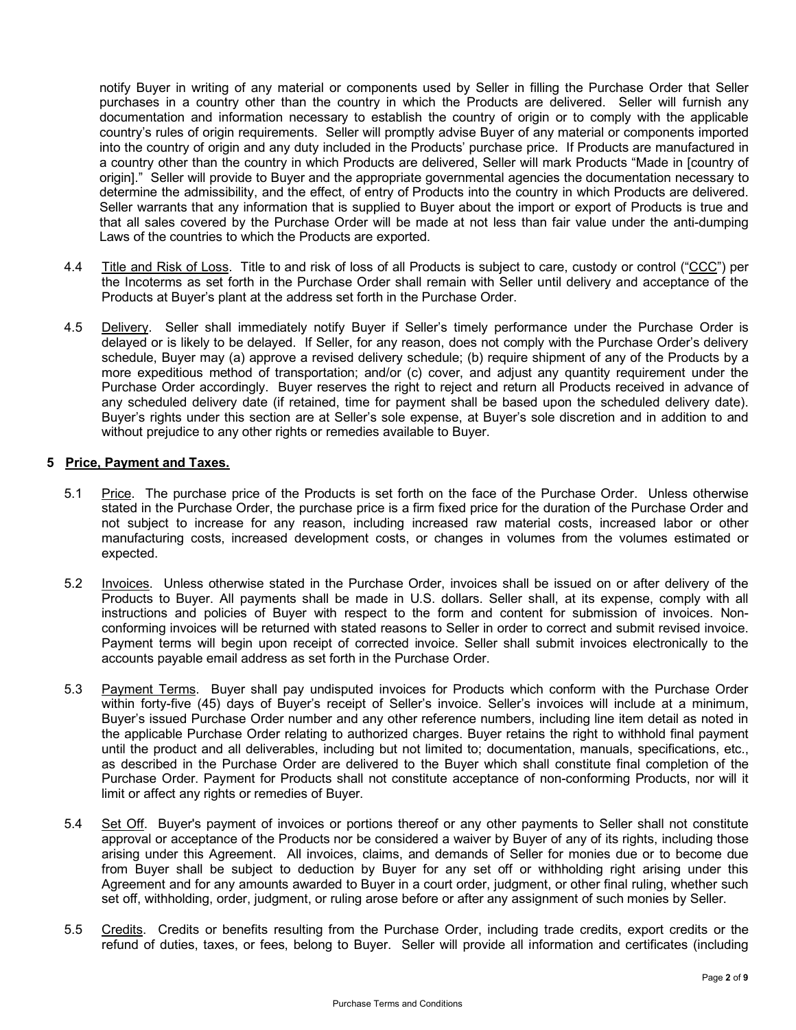notify Buyer in writing of any material or components used by Seller in filling the Purchase Order that Seller purchases in a country other than the country in which the Products are delivered. Seller will furnish any documentation and information necessary to establish the country of origin or to comply with the applicable country's rules of origin requirements. Seller will promptly advise Buyer of any material or components imported into the country of origin and any duty included in the Products' purchase price. If Products are manufactured in a country other than the country in which Products are delivered, Seller will mark Products "Made in [country of origin]." Seller will provide to Buyer and the appropriate governmental agencies the documentation necessary to determine the admissibility, and the effect, of entry of Products into the country in which Products are delivered. Seller warrants that any information that is supplied to Buyer about the import or export of Products is true and that all sales covered by the Purchase Order will be made at not less than fair value under the anti-dumping Laws of the countries to which the Products are exported.

4.4 Title and Risk of Loss. Title to and risk of loss of all Products is subject to care, custody or control ("CCC") per the Incoterms as set forth in the Purchase Order shall remain with Seller until delivery and acceptance of the Products at Buyer's plant at the address set forth in the Purchase Order.

4.5 Delivery. Seller shall immediately notify Buyer if Seller's timely performance under the Purchase Order is delayed or is likely to be delayed. If Seller, for any reason, does not comply with the Purchase Order's delivery schedule, Buyer may (a) approve a revised delivery schedule; (b) require shipment of any of the Products by a more expeditious method of transportation; and/or (c) cover, and adjust any quantity requirement under the Purchase Order accordingly. Buyer reserves the right to reject and return all Products received in advance of any scheduled delivery date (if retained, time for payment shall be based upon the scheduled delivery date). Buyer's rights under this section are at Seller's sole expense, at Buyer's sole discretion and in addition to and without prejudice to any other rights or remedies available to Buyer.

## 5 Price, Payment and Taxes.

5.1 Price. The purchase price of the Products is set forth on the face of the Purchase Order. Unless otherwise stated in the Purchase Order, the purchase price is a firm fixed price for the duration of the Purchase Order and not subject to increase for any reason, including increased raw material costs, increased labor or other manufacturing costs, increased development costs, or changes in volumes from the volumes estimated or expected.

5.2 Invoices. Unless otherwise stated in the Purchase Order, invoices shall be issued on or after delivery of the Products to Buyer. All payments shall be made in U.S. dollars. Seller shall, at its expense, comply with all instructions and policies of Buyer with respect to the form and content for submission of invoices. Non-conforming invoices will be returned with stated reasons to Seller in order to correct and submit revised invoice. Payment terms will begin upon receipt of corrected invoice. Seller shall submit invoices electronically to the accounts payable email address as set forth in the Purchase Order.

5.3 Payment Terms. Buyer shall pay undisputed invoices for Products which conform with the Purchase Order within forty-five (45) days of Buyer's receipt of Seller's invoice. Seller's invoices will include at a minimum, Buyer's issued Purchase Order number and any other reference numbers, including line item detail as noted in the applicable Purchase Order relating to authorized charges. Buyer retains the right to withhold final payment until the product and all deliverables, including but not limited to; documentation, manuals, specifications, etc., as described in the Purchase Order are delivered to the Buyer which shall constitute final completion of the Purchase Order. Payment for Products shall not constitute acceptance of non-conforming Products, nor will it limit or affect any rights or remedies of Buyer.

5.4 Set Off. Buyer's payment of invoices or portions thereof or any other payments to Seller shall not constitute approval or acceptance of the Products nor be considered a waiver by Buyer of any of its rights, including those arising under this Agreement. All invoices, claims, and demands of Seller for monies due or to become due from Buyer shall be subject to deduction by Buyer for any set off or withholding right arising under this Agreement and for any amounts awarded to Buyer in a court order, judgment, or other final ruling, whether such set off, withholding, order, judgment, or ruling arose before or after any assignment of such monies by Seller.

5.5 Credits. Credits or benefits resulting from the Purchase Order, including trade credits, export credits or the refund of duties, taxes, or fees, belong to Buyer. Seller will provide all information and certificates (including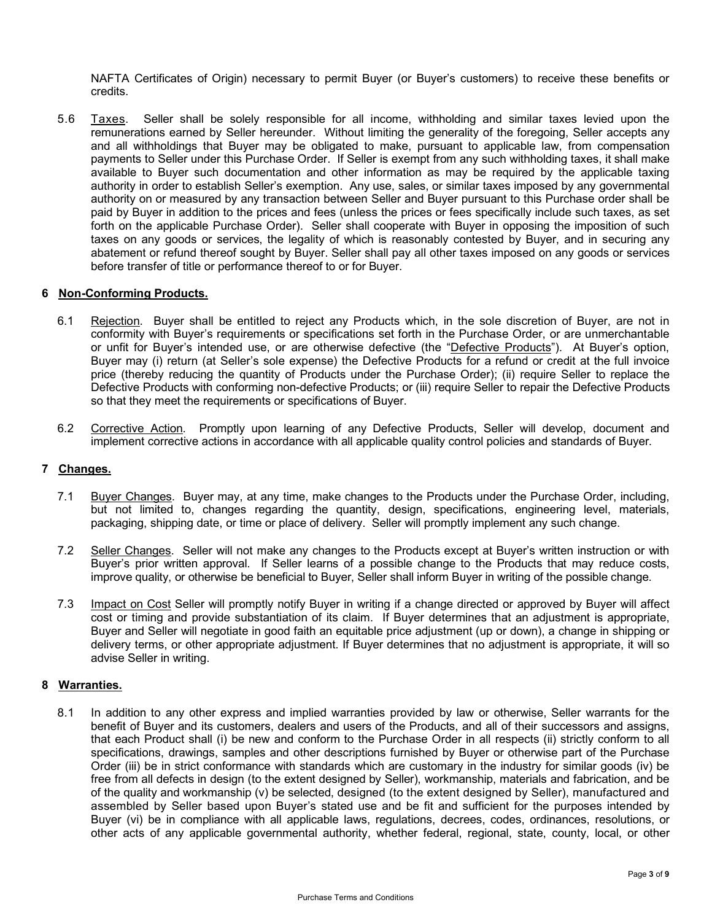NAFTA Certificates of Origin) necessary to permit Buyer (or Buyer's customers) to receive these benefits or credits.

5.6 Taxes. Seller shall be solely responsible for all income, withholding and similar taxes levied upon the remunerations earned by Seller hereunder. Without limiting the generality of the foregoing, Seller accepts any and all withholdings that Buyer may be obligated to make, pursuant to applicable law, from compensation payments to Seller under this Purchase Order. If Seller is exempt from any such withholding taxes, it shall make available to Buyer such documentation and other information as may be required by the applicable taxing authority in order to establish Seller's exemption. Any use, sales, or similar taxes imposed by any governmental authority on or measured by any transaction between Seller and Buyer pursuant to this Purchase order shall be paid by Buyer in addition to the prices and fees (unless the prices or fees specifically include such taxes, as set forth on the applicable Purchase Order). Seller shall cooperate with Buyer in opposing the imposition of such taxes on any goods or services, the legality of which is reasonably contested by Buyer, and in securing any abatement or refund thereof sought by Buyer. Seller shall pay all other taxes imposed on any goods or services before transfer of title or performance thereof to or for Buyer.

## 6 Non-Conforming Products.

6.1 Rejection. Buyer shall be entitled to reject any Products which, in the sole discretion of Buyer, are not in conformity with Buyer's requirements or specifications set forth in the Purchase Order, or are unmerchantable or unfit for Buyer's intended use, or are otherwise defective (the "Defective Products"). At Buyer's option, Buyer may (i) return (at Seller's sole expense) the Defective Products for a refund or credit at the full invoice price (thereby reducing the quantity of Products under the Purchase Order); (ii) require Seller to replace the Defective Products with conforming non-defective Products; or (iii) require Seller to repair the Defective Products so that they meet the requirements or specifications of Buyer.

6.2 Corrective Action. Promptly upon learning of any Defective Products, Seller will develop, document and implement corrective actions in accordance with all applicable quality control policies and standards of Buyer.

## 7 Changes.

7.1 Buyer Changes. Buyer may, at any time, make changes to the Products under the Purchase Order, including, but not limited to, changes regarding the quantity, design, specifications, engineering level, materials, packaging, shipping date, or time or place of delivery. Seller will promptly implement any such change.

7.2 Seller Changes. Seller will not make any changes to the Products except at Buyer's written instruction or with Buyer's prior written approval. If Seller learns of a possible change to the Products that may reduce costs, improve quality, or otherwise be beneficial to Buyer, Seller shall inform Buyer in writing of the possible change.

7.3 Impact on Cost Seller will promptly notify Buyer in writing if a change directed or approved by Buyer will affect cost or timing and provide substantiation of its claim. If Buyer determines that an adjustment is appropriate, Buyer and Seller will negotiate in good faith an equitable price adjustment (up or down), a change in shipping or delivery terms, or other appropriate adjustment. If Buyer determines that no adjustment is appropriate, it will so advise Seller in writing.

## 8 Warranties.

8.1 In addition to any other express and implied warranties provided by law or otherwise, Seller warrants for the benefit of Buyer and its customers, dealers and users of the Products, and all of their successors and assigns, that each Product shall (i) be new and conform to the Purchase Order in all respects (ii) strictly conform to all specifications, drawings, samples and other descriptions furnished by Buyer or otherwise part of the Purchase Order (iii) be in strict conformance with standards which are customary in the industry for similar goods (iv) be free from all defects in design (to the extent designed by Seller), workmanship, materials and fabrication, and be of the quality and workmanship (v) be selected, designed (to the extent designed by Seller), manufactured and assembled by Seller based upon Buyer's stated use and be fit and sufficient for the purposes intended by Buyer (vi) be in compliance with all applicable laws, regulations, decrees, codes, ordinances, resolutions, or other acts of any applicable governmental authority, whether federal, regional, state, county, local, or other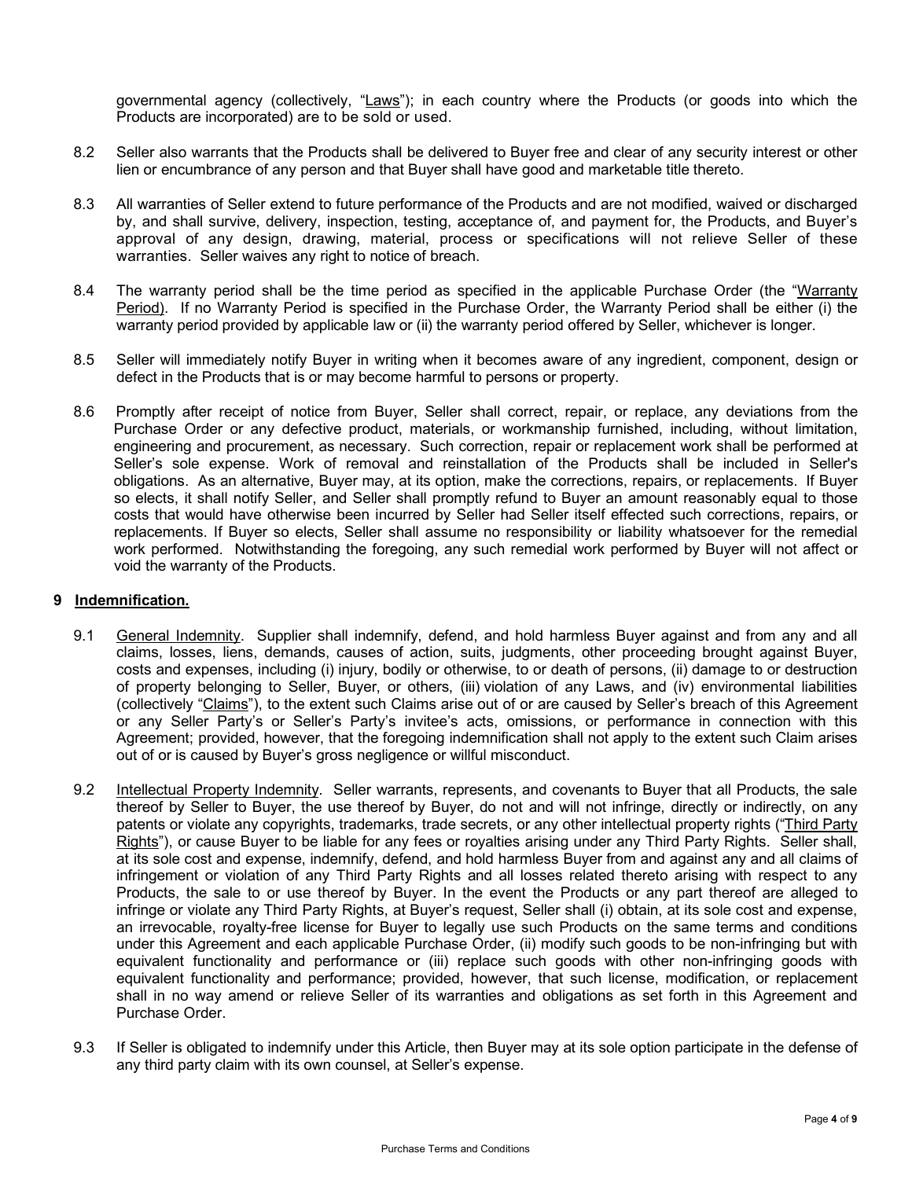governmental agency (collectively, "Laws"); in each country where the Products (or goods into which the Products are incorporated) are to be sold or used.

8.2 Seller also warrants that the Products shall be delivered to Buyer free and clear of any security interest or other lien or encumbrance of any person and that Buyer shall have good and marketable title thereto.

8.3 All warranties of Seller extend to future performance of the Products and are not modified, waived or discharged by, and shall survive, delivery, inspection, testing, acceptance of, and payment for, the Products, and Buyer's approval of any design, drawing, material, process or specifications will not relieve Seller of these warranties. Seller waives any right to notice of breach.

8.4 The warranty period shall be the time period as specified in the applicable Purchase Order (the "Warranty Period). If no Warranty Period is specified in the Purchase Order, the Warranty Period shall be either (i) the warranty period provided by applicable law or (ii) the warranty period offered by Seller, whichever is longer.

8.5 Seller will immediately notify Buyer in writing when it becomes aware of any ingredient, component, design or defect in the Products that is or may become harmful to persons or property.

8.6 Promptly after receipt of notice from Buyer, Seller shall correct, repair, or replace, any deviations from the Purchase Order or any defective product, materials, or workmanship furnished, including, without limitation, engineering and procurement, as necessary. Such correction, repair or replacement work shall be performed at Seller's sole expense. Work of removal and reinstallation of the Products shall be included in Seller's obligations. As an alternative, Buyer may, at its option, make the corrections, repairs, or replacements. If Buyer so elects, it shall notify Seller, and Seller shall promptly refund to Buyer an amount reasonably equal to those costs that would have otherwise been incurred by Seller had Seller itself effected such corrections, repairs, or replacements. If Buyer so elects, Seller shall assume no responsibility or liability whatsoever for the remedial work performed. Notwithstanding the foregoing, any such remedial work performed by Buyer will not affect or void the warranty of the Products.

## 9 Indemnification.

9.1 General Indemnity. Supplier shall indemnify, defend, and hold harmless Buyer against and from any and all claims, losses, liens, demands, causes of action, suits, judgments, other proceeding brought against Buyer, costs and expenses, including (i) injury, bodily or otherwise, to or death of persons, (ii) damage to or destruction of property belonging to Seller, Buyer, or others, (iii) violation of any Laws, and (iv) environmental liabilities (collectively "Claims"), to the extent such Claims arise out of or are caused by Seller's breach of this Agreement or any Seller Party's or Seller's Party's invitee's acts, omissions, or performance in connection with this Agreement; provided, however, that the foregoing indemnification shall not apply to the extent such Claim arises out of or is caused by Buyer's gross negligence or willful misconduct.

9.2 Intellectual Property Indemnity. Seller warrants, represents, and covenants to Buyer that all Products, the sale thereof by Seller to Buyer, the use thereof by Buyer, do not and will not infringe, directly or indirectly, on any patents or violate any copyrights, trademarks, trade secrets, or any other intellectual property rights ("Third Party Rights"), or cause Buyer to be liable for any fees or royalties arising under any Third Party Rights. Seller shall, at its sole cost and expense, indemnify, defend, and hold harmless Buyer from and against any and all claims of infringement or violation of any Third Party Rights and all losses related thereto arising with respect to any Products, the sale to or use thereof by Buyer. In the event the Products or any part thereof are alleged to infringe or violate any Third Party Rights, at Buyer's request, Seller shall (i) obtain, at its sole cost and expense, an irrevocable, royalty-free license for Buyer to legally use such Products on the same terms and conditions under this Agreement and each applicable Purchase Order, (ii) modify such goods to be non-infringing but with equivalent functionality and performance or (iii) replace such goods with other non-infringing goods with equivalent functionality and performance; provided, however, that such license, modification, or replacement shall in no way amend or relieve Seller of its warranties and obligations as set forth in this Agreement and Purchase Order.

9.3 If Seller is obligated to indemnify under this Article, then Buyer may at its sole option participate in the defense of any third party claim with its own counsel, at Seller's expense.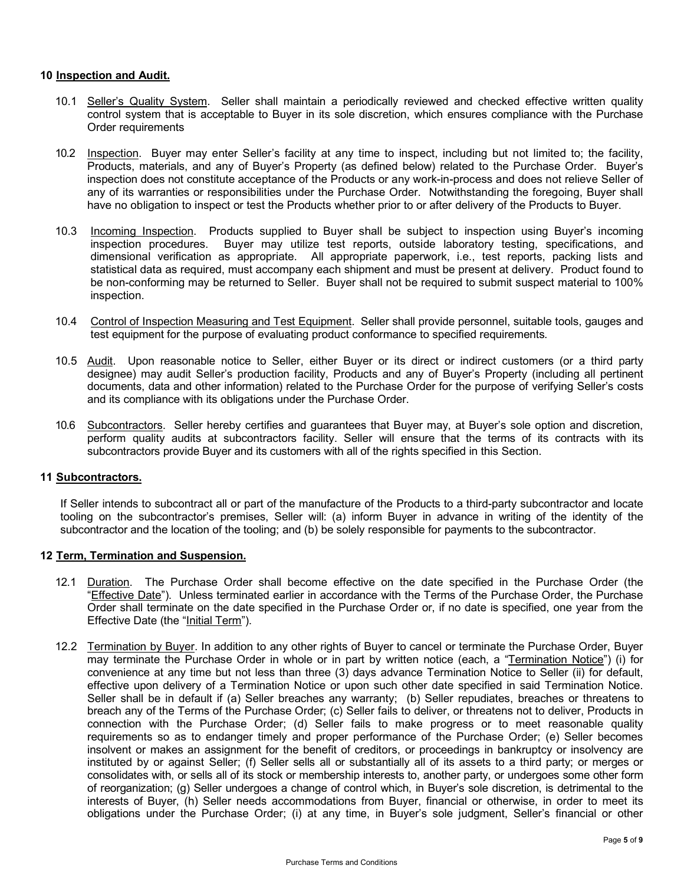## 10 Inspection and Audit.

10.1 Seller's Quality System. Seller shall maintain a periodically reviewed and checked effective written quality control system that is acceptable to Buyer in its sole discretion, which ensures compliance with the Purchase Order requirements

10.2 Inspection. Buyer may enter Seller's facility at any time to inspect, including but not limited to; the facility, Products, materials, and any of Buyer's Property (as defined below) related to the Purchase Order. Buyer's inspection does not constitute acceptance of the Products or any work-in-process and does not relieve Seller of any of its warranties or responsibilities under the Purchase Order. Notwithstanding the foregoing, Buyer shall have no obligation to inspect or test the Products whether prior to or after delivery of the Products to Buyer.

10.3 Incoming Inspection. Products supplied to Buyer shall be subject to inspection using Buyer's incoming inspection procedures. Buyer may utilize test reports, outside laboratory testing, specifications, and dimensional verification as appropriate. All appropriate paperwork, i.e., test reports, packing lists and statistical data as required, must accompany each shipment and must be present at delivery. Product found to be non-conforming may be returned to Seller. Buyer shall not be required to submit suspect material to 100% inspection.

10.4 Control of Inspection Measuring and Test Equipment. Seller shall provide personnel, suitable tools, gauges and test equipment for the purpose of evaluating product conformance to specified requirements.

10.5 Audit. Upon reasonable notice to Seller, either Buyer or its direct or indirect customers (or a third party designee) may audit Seller's production facility, Products and any of Buyer's Property (including all pertinent documents, data and other information) related to the Purchase Order for the purpose of verifying Seller's costs and its compliance with its obligations under the Purchase Order.

10.6 Subcontractors. Seller hereby certifies and guarantees that Buyer may, at Buyer's sole option and discretion, perform quality audits at subcontractors facility. Seller will ensure that the terms of its contracts with its subcontractors provide Buyer and its customers with all of the rights specified in this Section.

## 11 Subcontractors.

If Seller intends to subcontract all or part of the manufacture of the Products to a third-party subcontractor and locate tooling on the subcontractor's premises, Seller will: (a) inform Buyer in advance in writing of the identity of the subcontractor and the location of the tooling; and (b) be solely responsible for payments to the subcontractor.

## 12 Term, Termination and Suspension.

12.1 Duration. The Purchase Order shall become effective on the date specified in the Purchase Order (the "Effective Date"). Unless terminated earlier in accordance with the Terms of the Purchase Order, the Purchase Order shall terminate on the date specified in the Purchase Order or, if no date is specified, one year from the Effective Date (the "Initial Term").

12.2 Termination by Buyer. In addition to any other rights of Buyer to cancel or terminate the Purchase Order, Buyer may terminate the Purchase Order in whole or in part by written notice (each, a "Termination Notice") (i) for convenience at any time but not less than three (3) days advance Termination Notice to Seller (ii) for default, effective upon delivery of a Termination Notice or upon such other date specified in said Termination Notice. Seller shall be in default if (a) Seller breaches any warranty; (b) Seller repudiates, breaches or threatens to breach any of the Terms of the Purchase Order; (c) Seller fails to deliver, or threatens not to deliver, Products in connection with the Purchase Order; (d) Seller fails to make progress or to meet reasonable quality requirements so as to endanger timely and proper performance of the Purchase Order; (e) Seller becomes insolvent or makes an assignment for the benefit of creditors, or proceedings in bankruptcy or insolvency are instituted by or against Seller; (f) Seller sells all or substantially all of its assets to a third party; or merges or consolidates with, or sells all of its stock or membership interests to, another party, or undergoes some other form of reorganization; (g) Seller undergoes a change of control which, in Buyer's sole discretion, is detrimental to the interests of Buyer, (h) Seller needs accommodations from Buyer, financial or otherwise, in order to meet its obligations under the Purchase Order; (i) at any time, in Buyer's sole judgment, Seller's financial or other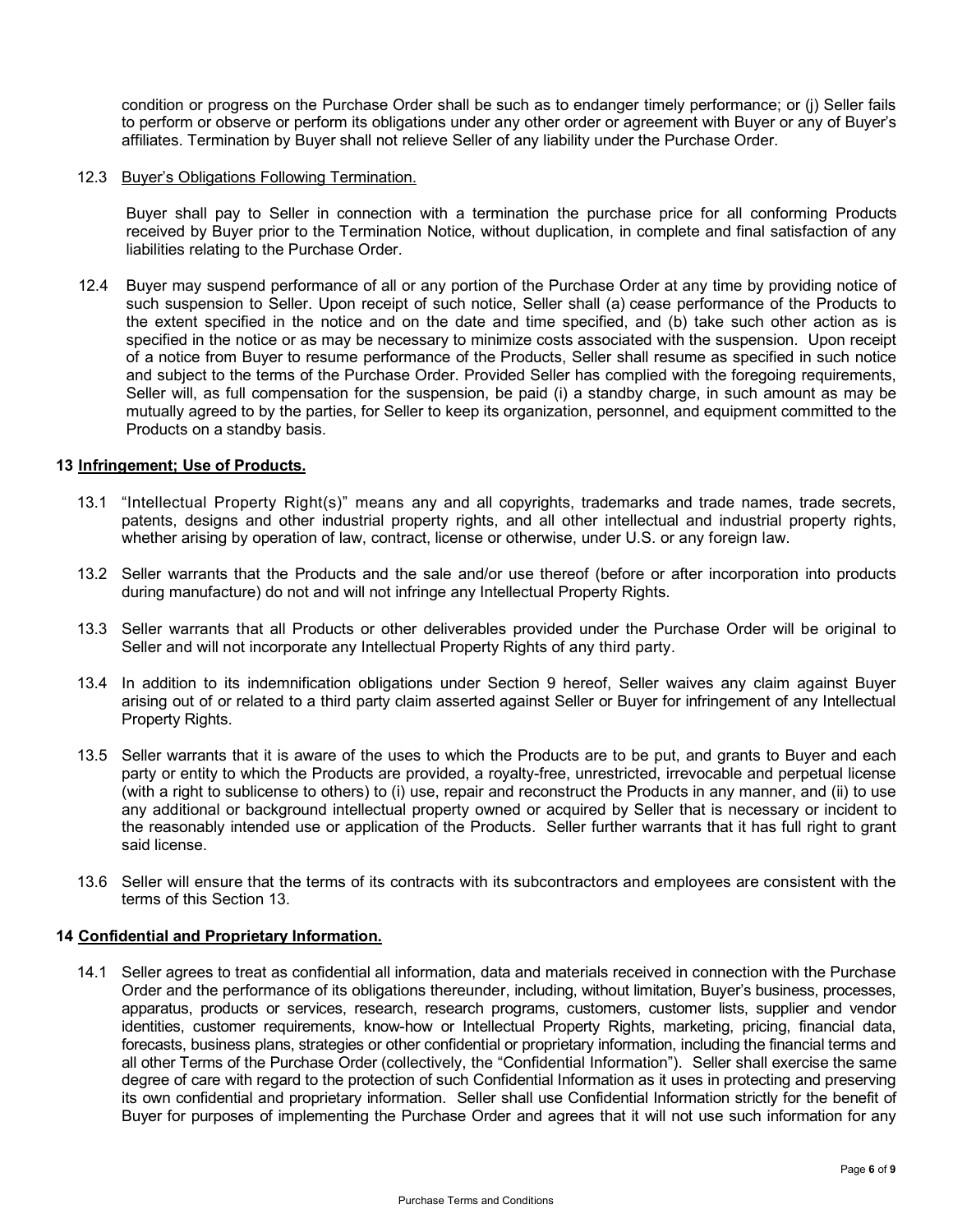condition or progress on the Purchase Order shall be such as to endanger timely performance; or (j) Seller fails to perform or observe or perform its obligations under any other order or agreement with Buyer or any of Buyer's affiliates. Termination by Buyer shall not relieve Seller of any liability under the Purchase Order.

12.3 Buyer's Obligations Following Termination.

Buyer shall pay to Seller in connection with a termination the purchase price for all conforming Products received by Buyer prior to the Termination Notice, without duplication, in complete and final satisfaction of any liabilities relating to the Purchase Order.

12.4 Buyer may suspend performance of all or any portion of the Purchase Order at any time by providing notice of such suspension to Seller. Upon receipt of such notice, Seller shall (a) cease performance of the Products to the extent specified in the notice and on the date and time specified, and (b) take such other action as is specified in the notice or as may be necessary to minimize costs associated with the suspension. Upon receipt of a notice from Buyer to resume performance of the Products, Seller shall resume as specified in such notice and subject to the terms of the Purchase Order. Provided Seller has complied with the foregoing requirements, Seller will, as full compensation for the suspension, be paid (i) a standby charge, in such amount as may be mutually agreed to by the parties, for Seller to keep its organization, personnel, and equipment committed to the Products on a standby basis.

## 13 Infringement; Use of Products.

13.1 "Intellectual Property Right(s)" means any and all copyrights, trademarks and trade names, trade secrets, patents, designs and other industrial property rights, and all other intellectual and industrial property rights, whether arising by operation of law, contract, license or otherwise, under U.S. or any foreign law.

13.2 Seller warrants that the Products and the sale and/or use thereof (before or after incorporation into products during manufacture) do not and will not infringe any Intellectual Property Rights.

13.3 Seller warrants that all Products or other deliverables provided under the Purchase Order will be original to Seller and will not incorporate any Intellectual Property Rights of any third party.

13.4 In addition to its indemnification obligations under Section 9 hereof, Seller waives any claim against Buyer arising out of or related to a third party claim asserted against Seller or Buyer for infringement of any Intellectual Property Rights.

13.5 Seller warrants that it is aware of the uses to which the Products are to be put, and grants to Buyer and each party or entity to which the Products are provided, a royalty-free, unrestricted, irrevocable and perpetual license (with a right to sublicense to others) to (i) use, repair and reconstruct the Products in any manner, and (ii) to use any additional or background intellectual property owned or acquired by Seller that is necessary or incident to the reasonably intended use or application of the Products. Seller further warrants that it has full right to grant said license.

13.6 Seller will ensure that the terms of its contracts with its subcontractors and employees are consistent with the terms of this Section 13.

## 14 Confidential and Proprietary Information.

14.1 Seller agrees to treat as confidential all information, data and materials received in connection with the Purchase Order and the performance of its obligations thereunder, including, without limitation, Buyer's business, processes, apparatus, products or services, research, research programs, customers, customer lists, supplier and vendor identities, customer requirements, know-how or Intellectual Property Rights, marketing, pricing, financial data, forecasts, business plans, strategies or other confidential or proprietary information, including the financial terms and all other Terms of the Purchase Order (collectively, the "Confidential Information"). Seller shall exercise the same degree of care with regard to the protection of such Confidential Information as it uses in protecting and preserving its own confidential and proprietary information. Seller shall use Confidential Information strictly for the benefit of Buyer for purposes of implementing the Purchase Order and agrees that it will not use such information for any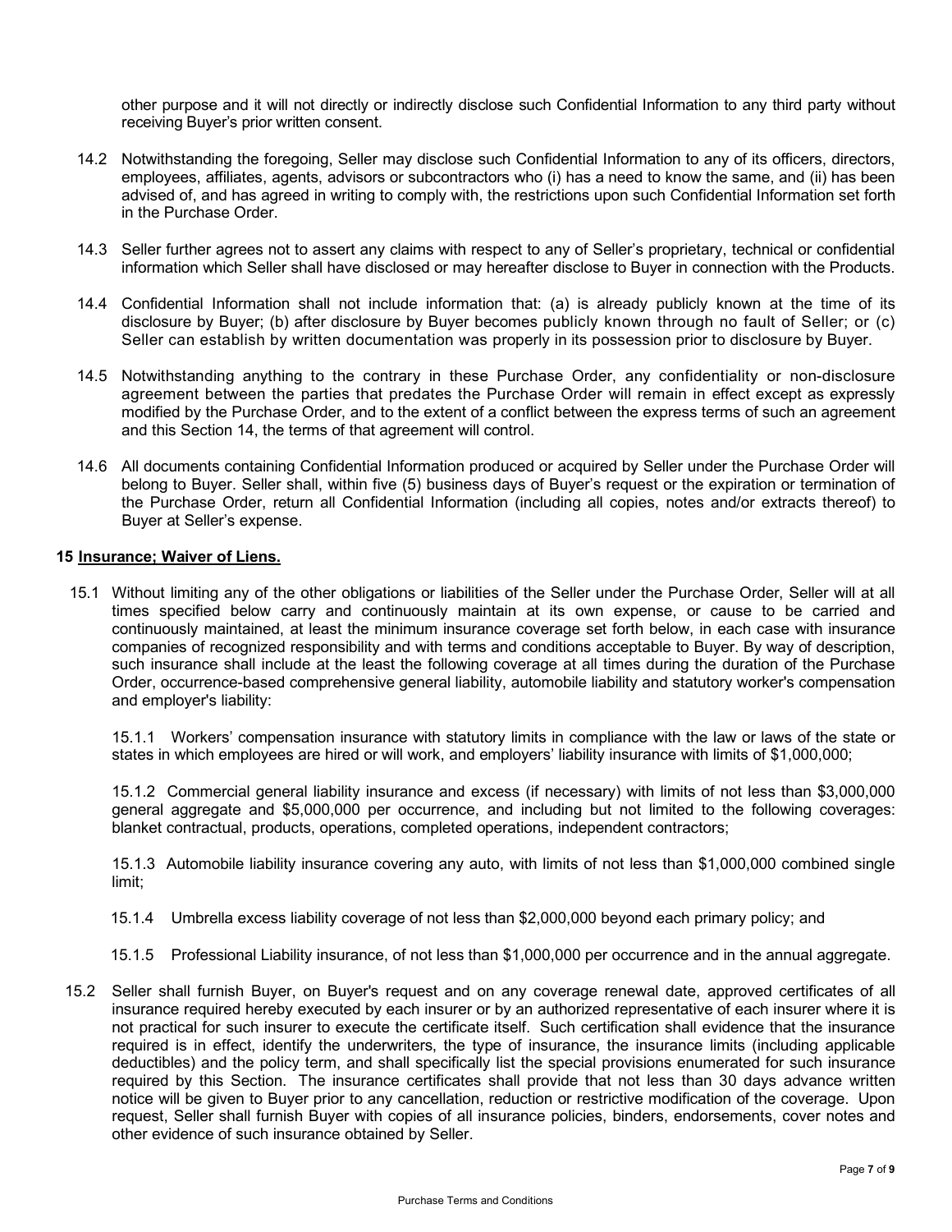other purpose and it will not directly or indirectly disclose such Confidential Information to any third party without receiving Buyer's prior written consent.

14.2 Notwithstanding the foregoing, Seller may disclose such Confidential Information to any of its officers, directors, employees, affiliates, agents, advisors or subcontractors who (i) has a need to know the same, and (ii) has been advised of, and has agreed in writing to comply with, the restrictions upon such Confidential Information set forth in the Purchase Order.

14.3 Seller further agrees not to assert any claims with respect to any of Seller's proprietary, technical or confidential information which Seller shall have disclosed or may hereafter disclose to Buyer in connection with the Products.

14.4 Confidential Information shall not include information that: (a) is already publicly known at the time of its disclosure by Buyer; (b) after disclosure by Buyer becomes publicly known through no fault of Seller; or (c) Seller can establish by written documentation was properly in its possession prior to disclosure by Buyer.

14.5 Notwithstanding anything to the contrary in these Purchase Order, any confidentiality or non-disclosure agreement between the parties that predates the Purchase Order will remain in effect except as expressly modified by the Purchase Order, and to the extent of a conflict between the express terms of such an agreement and this Section 14, the terms of that agreement will control.

14.6 All documents containing Confidential Information produced or acquired by Seller under the Purchase Order will belong to Buyer. Seller shall, within five (5) business days of Buyer's request or the expiration or termination of the Purchase Order, return all Confidential Information (including all copies, notes and/or extracts thereof) to Buyer at Seller's expense.

**15 <u>Insurance; Waiver of Liens.</u>**

15.1 Without limiting any of the other obligations or liabilities of the Seller under the Purchase Order, Seller will at all times specified below carry and continuously maintain at its own expense, or cause to be carried and continuously maintained, at least the minimum insurance coverage set forth below, in each case with insurance companies of recognized responsibility and with terms and conditions acceptable to Buyer. By way of description, such insurance shall include at the least the following coverage at all times during the duration of the Purchase Order, occurrence-based comprehensive general liability, automobile liability and statutory worker's compensation and employer's liability:

15.1.1 Workers' compensation insurance with statutory limits in compliance with the law or laws of the state or states in which employees are hired or will work, and employers' liability insurance with limits of $1,000,000;

15.1.2 Commercial general liability insurance and excess (if necessary) with limits of not less than $3,000,000 general aggregate and $5,000,000 per occurrence, and including but not limited to the following coverages: blanket contractual, products, operations, completed operations, independent contractors;

15.1.3 Automobile liability insurance covering any auto, with limits of not less than $1,000,000 combined single limit;

15.1.4 Umbrella excess liability coverage of not less than $2,000,000 beyond each primary policy; and

15.1.5 Professional Liability insurance, of not less than $1,000,000 per occurrence and in the annual aggregate.

15.2 Seller shall furnish Buyer, on Buyer's request and on any coverage renewal date, approved certificates of all insurance required hereby executed by each insurer or by an authorized representative of each insurer where it is not practical for such insurer to execute the certificate itself. Such certification shall evidence that the insurance required is in effect, identify the underwriters, the type of insurance, the insurance limits (including applicable deductibles) and the policy term, and shall specifically list the special provisions enumerated for such insurance required by this Section. The insurance certificates shall provide that not less than 30 days advance written notice will be given to Buyer prior to any cancellation, reduction or restrictive modification of the coverage. Upon request, Seller shall furnish Buyer with copies of all insurance policies, binders, endorsements, cover notes and other evidence of such insurance obtained by Seller.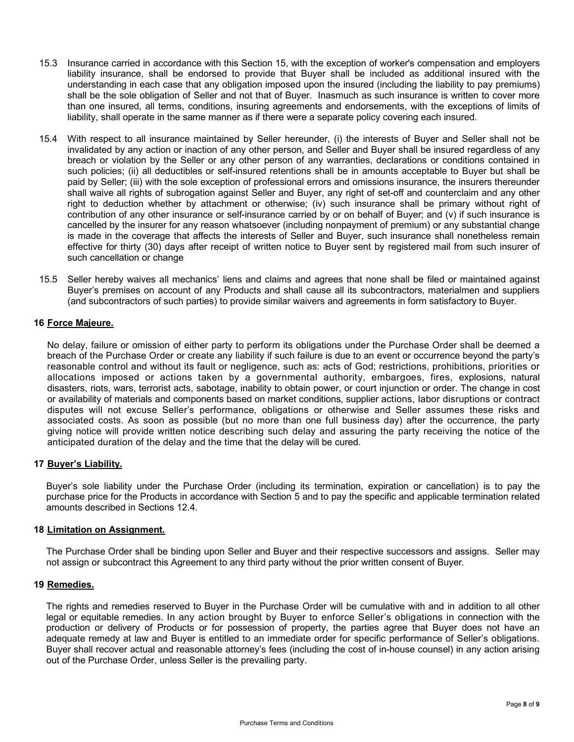15.3 Insurance carried in accordance with this Section 15, with the exception of worker's compensation and employers liability insurance, shall be endorsed to provide that Buyer shall be included as additional insured with the understanding in each case that any obligation imposed upon the insured (including the liability to pay premiums) shall be the sole obligation of Seller and not that of Buyer. Inasmuch as such insurance is written to cover more than one insured, all terms, conditions, insuring agreements and endorsements, with the exceptions of limits of liability, shall operate in the same manner as if there were a separate policy covering each insured.

15.4 With respect to all insurance maintained by Seller hereunder, (i) the interests of Buyer and Seller shall not be invalidated by any action or inaction of any other person, and Seller and Buyer shall be insured regardless of any breach or violation by the Seller or any other person of any warranties, declarations or conditions contained in such policies; (ii) all deductibles or self-insured retentions shall be in amounts acceptable to Buyer but shall be paid by Seller; (iii) with the sole exception of professional errors and omissions insurance, the insurers thereunder shall waive all rights of subrogation against Seller and Buyer, any right of set-off and counterclaim and any other right to deduction whether by attachment or otherwise; (iv) such insurance shall be primary without right of contribution of any other insurance or self-insurance carried by or on behalf of Buyer; and (v) if such insurance is cancelled by the insurer for any reason whatsoever (including nonpayment of premium) or any substantial change is made in the coverage that affects the interests of Seller and Buyer, such insurance shall nonetheless remain effective for thirty (30) days after receipt of written notice to Buyer sent by registered mail from such insurer of such cancellation or change

15.5 Seller hereby waives all mechanics' liens and claims and agrees that none shall be filed or maintained against Buyer's premises on account of any Products and shall cause all its subcontractors, materialmen and suppliers (and subcontractors of such parties) to provide similar waivers and agreements in form satisfactory to Buyer.

## 16 Force Majeure.

No delay, failure or omission of either party to perform its obligations under the Purchase Order shall be deemed a breach of the Purchase Order or create any liability if such failure is due to an event or occurrence beyond the party's reasonable control and without its fault or negligence, such as: acts of God; restrictions, prohibitions, priorities or allocations imposed or actions taken by a governmental authority, embargoes, fires, explosions, natural disasters, riots, wars, terrorist acts, sabotage, inability to obtain power, or court injunction or order. The change in cost or availability of materials and components based on market conditions, supplier actions, labor disruptions or contract disputes will not excuse Seller's performance, obligations or otherwise and Seller assumes these risks and associated costs. As soon as possible (but no more than one full business day) after the occurrence, the party giving notice will provide written notice describing such delay and assuring the party receiving the notice of the anticipated duration of the delay and the time that the delay will be cured.

## 17 Buyer's Liability.

Buyer's sole liability under the Purchase Order (including its termination, expiration or cancellation) is to pay the purchase price for the Products in accordance with Section 5 and to pay the specific and applicable termination related amounts described in Sections 12.4.

## 18 Limitation on Assignment.

The Purchase Order shall be binding upon Seller and Buyer and their respective successors and assigns. Seller may not assign or subcontract this Agreement to any third party without the prior written consent of Buyer.

## 19 Remedies.

The rights and remedies reserved to Buyer in the Purchase Order will be cumulative with and in addition to all other legal or equitable remedies. In any action brought by Buyer to enforce Seller's obligations in connection with the production or delivery of Products or for possession of property, the parties agree that Buyer does not have an adequate remedy at law and Buyer is entitled to an immediate order for specific performance of Seller's obligations. Buyer shall recover actual and reasonable attorney's fees (including the cost of in-house counsel) in any action arising out of the Purchase Order, unless Seller is the prevailing party.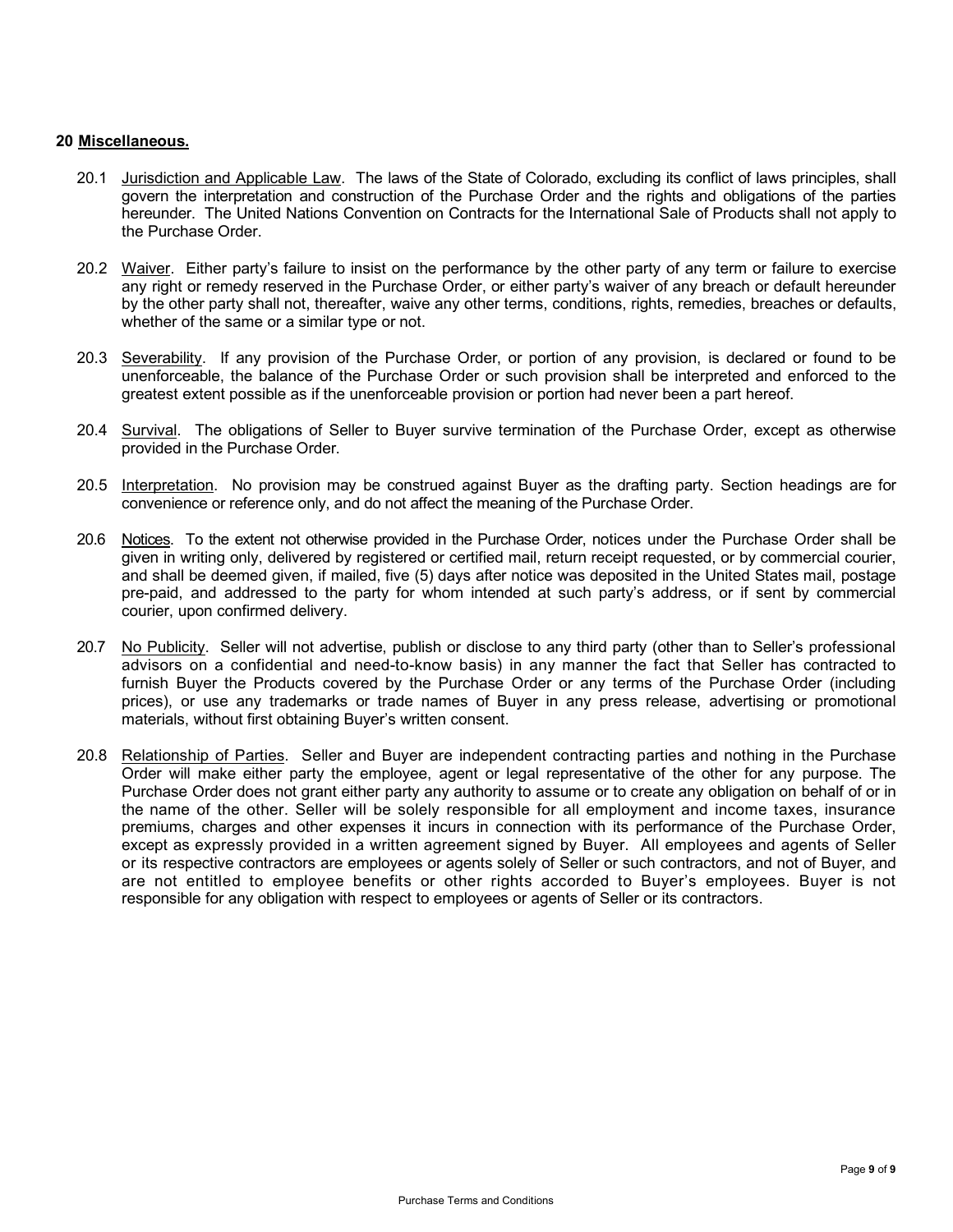## 20 Miscellaneous.

20.1 Jurisdiction and Applicable Law. The laws of the State of Colorado, excluding its conflict of laws principles, shall govern the interpretation and construction of the Purchase Order and the rights and obligations of the parties hereunder. The United Nations Convention on Contracts for the International Sale of Products shall not apply to the Purchase Order.

20.2 Waiver. Either party's failure to insist on the performance by the other party of any term or failure to exercise any right or remedy reserved in the Purchase Order, or either party's waiver of any breach or default hereunder by the other party shall not, thereafter, waive any other terms, conditions, rights, remedies, breaches or defaults, whether of the same or a similar type or not.

20.3 Severability. If any provision of the Purchase Order, or portion of any provision, is declared or found to be unenforceable, the balance of the Purchase Order or such provision shall be interpreted and enforced to the greatest extent possible as if the unenforceable provision or portion had never been a part hereof.

20.4 Survival. The obligations of Seller to Buyer survive termination of the Purchase Order, except as otherwise provided in the Purchase Order.

20.5 Interpretation. No provision may be construed against Buyer as the drafting party. Section headings are for convenience or reference only, and do not affect the meaning of the Purchase Order.

20.6 Notices. To the extent not otherwise provided in the Purchase Order, notices under the Purchase Order shall be given in writing only, delivered by registered or certified mail, return receipt requested, or by commercial courier, and shall be deemed given, if mailed, five (5) days after notice was deposited in the United States mail, postage pre-paid, and addressed to the party for whom intended at such party's address, or if sent by commercial courier, upon confirmed delivery.

20.7 No Publicity. Seller will not advertise, publish or disclose to any third party (other than to Seller's professional advisors on a confidential and need-to-know basis) in any manner the fact that Seller has contracted to furnish Buyer the Products covered by the Purchase Order or any terms of the Purchase Order (including prices), or use any trademarks or trade names of Buyer in any press release, advertising or promotional materials, without first obtaining Buyer's written consent.

20.8 Relationship of Parties. Seller and Buyer are independent contracting parties and nothing in the Purchase Order will make either party the employee, agent or legal representative of the other for any purpose. The Purchase Order does not grant either party any authority to assume or to create any obligation on behalf of or in the name of the other. Seller will be solely responsible for all employment and income taxes, insurance premiums, charges and other expenses it incurs in connection with its performance of the Purchase Order, except as expressly provided in a written agreement signed by Buyer. All employees and agents of Seller or its respective contractors are employees or agents solely of Seller or such contractors, and not of Buyer, and are not entitled to employee benefits or other rights accorded to Buyer's employees. Buyer is not responsible for any obligation with respect to employees or agents of Seller or its contractors.